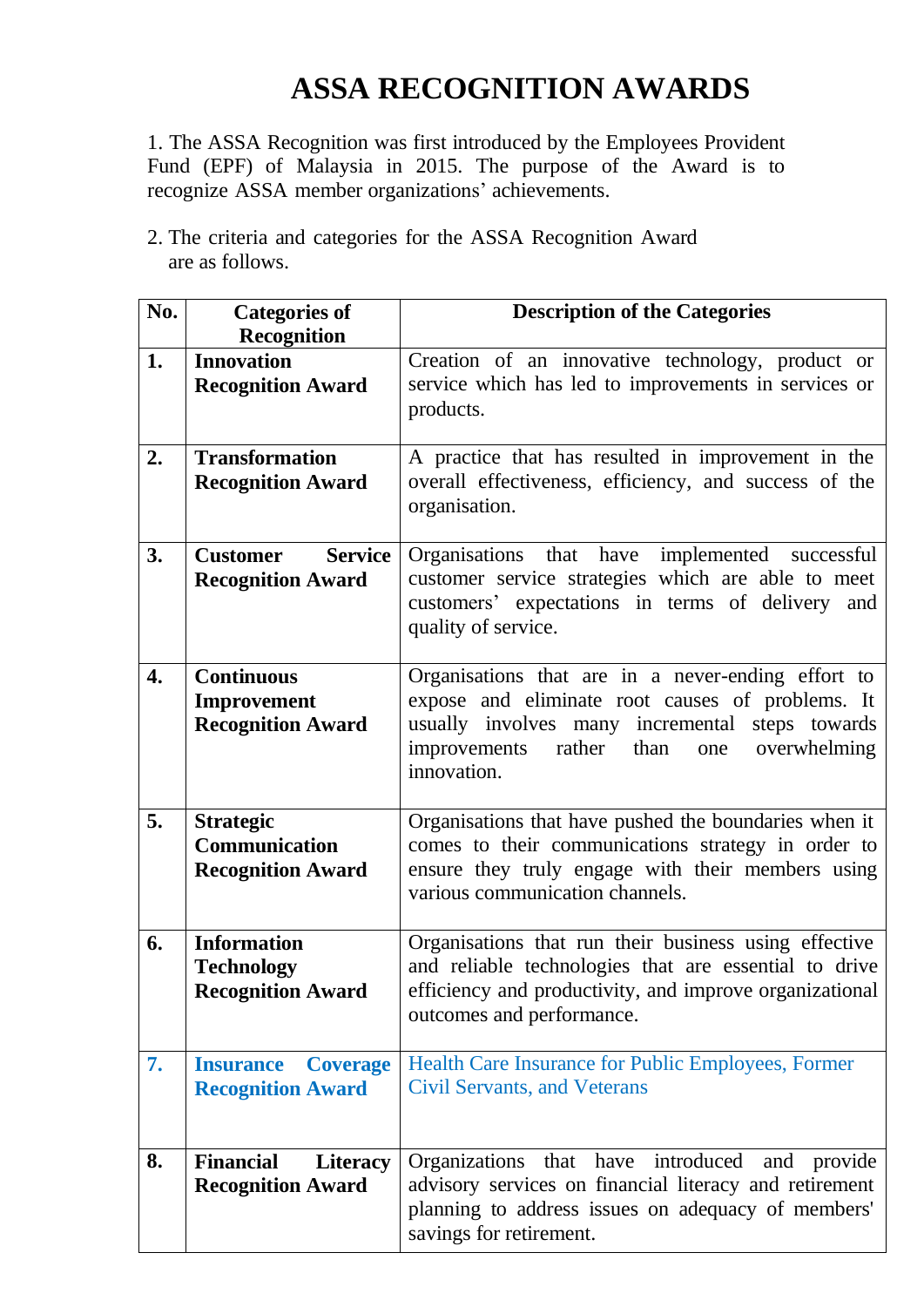# ASSA RECOGNITION AWARDS

1. The ASSA Recognition was first introduced by the Employees Provident Fund (EPF) of Malaysia in 2015. The purpose of the Award is to recognize ASSA member organizations' achievements.

2. The criteria and categories for the ASSA Recognition Award are as follows.

| No. | Categories of Recognition | Description of the Categories |
|---|---|---|
| 1. | **Innovation Recognition Award** | Creation of an innovative technology, product or service which has led to improvements in services or products. |
| 2. | **Transformation Recognition Award** | A practice that has resulted in improvement in the overall effectiveness, efficiency, and success of the organisation. |
| 3. | **Customer Service Recognition Award** | Organisations that have implemented successful customer service strategies which are able to meet customers' expectations in terms of delivery and quality of service. |
| 4. | **Continuous Improvement Recognition Award** | Organisations that are in a never-ending effort to expose and eliminate root causes of problems. It usually involves many incremental steps towards improvements rather than one overwhelming innovation. |
| 5. | **Strategic Communication Recognition Award** | Organisations that have pushed the boundaries when it comes to their communications strategy in order to ensure they truly engage with their members using various communication channels. |
| 6. | **Information Technology Recognition Award** | Organisations that run their business using effective and reliable technologies that are essential to drive efficiency and productivity, and improve organizational outcomes and performance. |
| 7. | **Insurance Coverage Recognition Award** | Health Care Insurance for Public Employees, Former Civil Servants, and Veterans |
| 8. | **Financial Literacy Recognition Award** | Organizations that have introduced and provide advisory services on financial literacy and retirement planning to address issues on adequacy of members' savings for retirement. |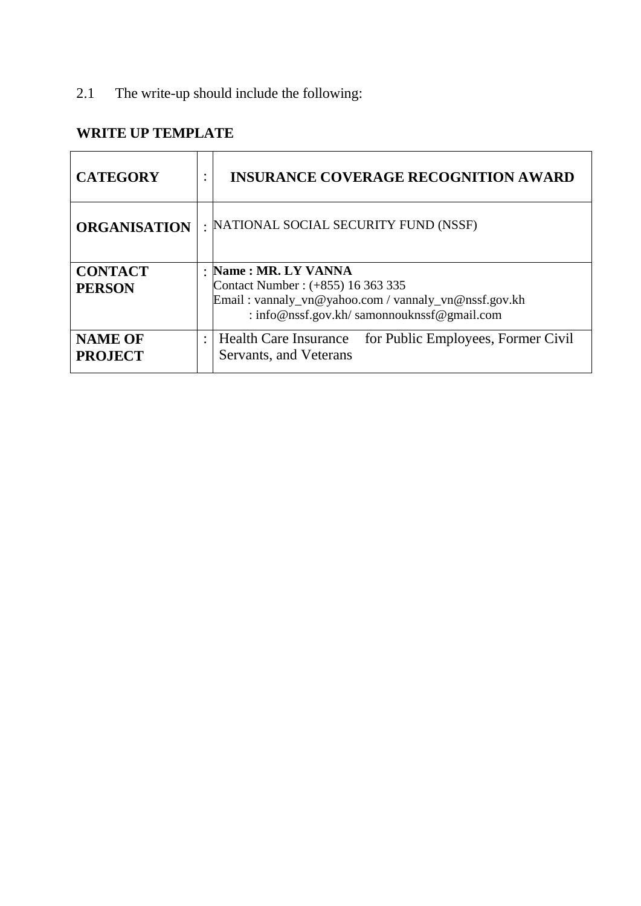2.1 The write-up should include the following:

**WRITE UP TEMPLATE**

| | | |
|---|---|---|
| **CATEGORY** | : | **INSURANCE COVERAGE RECOGNITION AWARD** |
| **ORGANISATION** | : | NATIONAL SOCIAL SECURITY FUND (NSSF) |
| **CONTACT PERSON** | : | **Name : MR. LY VANNA**<br>Contact Number : (+855) 16 363 335<br>Email : vannaly_vn@yahoo.com / vannaly_vn@nssf.gov.kh<br>: info@nssf.gov.kh/ samonnouknssf@gmail.com |
| **NAME OF PROJECT** | : | Health Care Insurance for Public Employees, Former Civil Servants, and Veterans |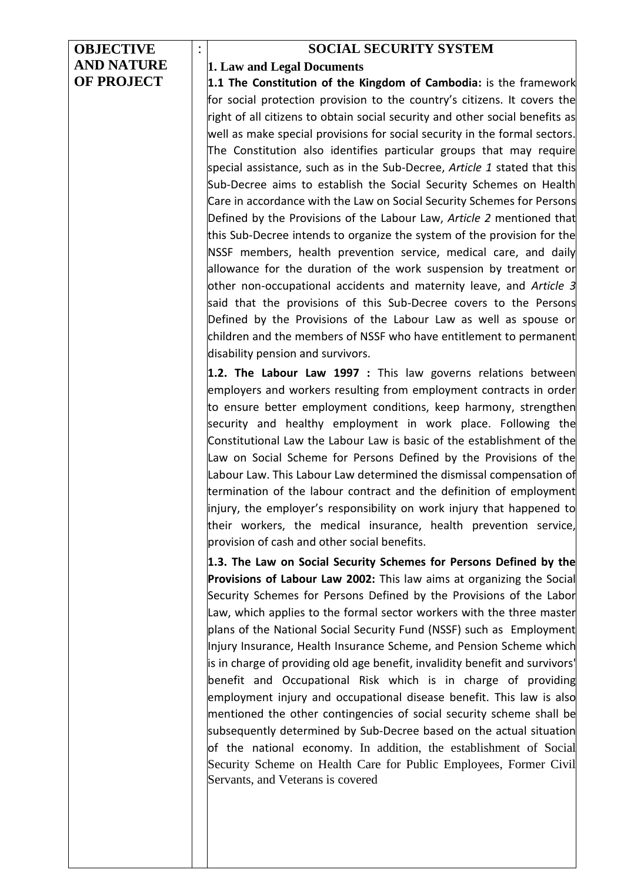| OBJECTIVE AND NATURE OF PROJECT | : | SOCIAL SECURITY SYSTEM |
|---|---|---|

**SOCIAL SECURITY SYSTEM**

**1. Law and Legal Documents**

**1.1 The Constitution of the Kingdom of Cambodia:** is the framework for social protection provision to the country's citizens. It covers the right of all citizens to obtain social security and other social benefits as well as make special provisions for social security in the formal sectors. The Constitution also identifies particular groups that may require special assistance, such as in the Sub-Decree, *Article 1* stated that this Sub-Decree aims to establish the Social Security Schemes on Health Care in accordance with the Law on Social Security Schemes for Persons Defined by the Provisions of the Labour Law, *Article 2* mentioned that this Sub-Decree intends to organize the system of the provision for the NSSF members, health prevention service, medical care, and daily allowance for the duration of the work suspension by treatment or other non-occupational accidents and maternity leave, and *Article 3* said that the provisions of this Sub-Decree covers to the Persons Defined by the Provisions of the Labour Law as well as spouse or children and the members of NSSF who have entitlement to permanent disability pension and survivors.

**1.2. The Labour Law 1997 :** This law governs relations between employers and workers resulting from employment contracts in order to ensure better employment conditions, keep harmony, strengthen security and healthy employment in work place. Following the Constitutional Law the Labour Law is basic of the establishment of the Law on Social Scheme for Persons Defined by the Provisions of the Labour Law. This Labour Law determined the dismissal compensation of termination of the labour contract and the definition of employment injury, the employer's responsibility on work injury that happened to their workers, the medical insurance, health prevention service, provision of cash and other social benefits.

**1.3. The Law on Social Security Schemes for Persons Defined by the Provisions of Labour Law 2002:** This law aims at organizing the Social Security Schemes for Persons Defined by the Provisions of the Labor Law, which applies to the formal sector workers with the three master plans of the National Social Security Fund (NSSF) such as Employment Injury Insurance, Health Insurance Scheme, and Pension Scheme which is in charge of providing old age benefit, invalidity benefit and survivors' benefit and Occupational Risk which is in charge of providing employment injury and occupational disease benefit. This law is also mentioned the other contingencies of social security scheme shall be subsequently determined by Sub-Decree based on the actual situation of the national economy. In addition, the establishment of Social Security Scheme on Health Care for Public Employees, Former Civil Servants, and Veterans is covered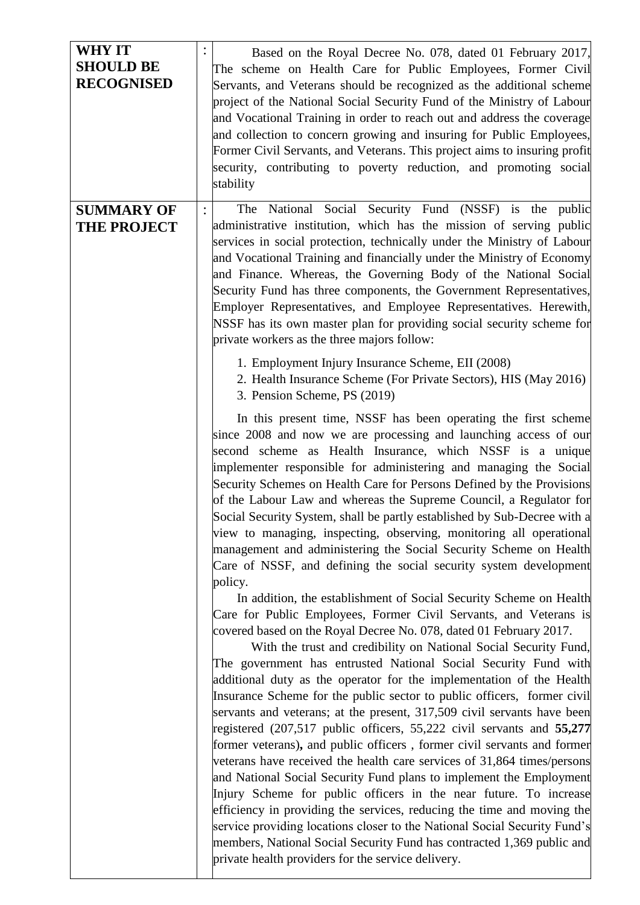| | | |
|---|---|---|
| **WHY IT SHOULD BE RECOGNISED** | : | Based on the Royal Decree No. 078, dated 01 February 2017, The scheme on Health Care for Public Employees, Former Civil Servants, and Veterans should be recognized as the additional scheme project of the National Social Security Fund of the Ministry of Labour and Vocational Training in order to reach out and address the coverage and collection to concern growing and insuring for Public Employees, Former Civil Servants, and Veterans. This project aims to insuring profit security, contributing to poverty reduction, and promoting social stability |
| **SUMMARY OF THE PROJECT** | : | The National Social Security Fund (NSSF) is the public administrative institution, which has the mission of serving public services in social protection, technically under the Ministry of Labour and Vocational Training and financially under the Ministry of Economy and Finance. Whereas, the Governing Body of the National Social Security Fund has three components, the Government Representatives, Employer Representatives, and Employee Representatives. Herewith, NSSF has its own master plan for providing social security scheme for private workers as the three majors follow:<br><br>1. Employment Injury Insurance Scheme, EII (2008)<br>2. Health Insurance Scheme (For Private Sectors), HIS (May 2016)<br>3. Pension Scheme, PS (2019)<br><br>In this present time, NSSF has been operating the first scheme since 2008 and now we are processing and launching access of our second scheme as Health Insurance, which NSSF is a unique implementer responsible for administering and managing the Social Security Schemes on Health Care for Persons Defined by the Provisions of the Labour Law and whereas the Supreme Council, a Regulator for Social Security System, shall be partly established by Sub-Decree with a view to managing, inspecting, observing, monitoring all operational management and administering the Social Security Scheme on Health Care of NSSF, and defining the social security system development policy.<br><br>In addition, the establishment of Social Security Scheme on Health Care for Public Employees, Former Civil Servants, and Veterans is covered based on the Royal Decree No. 078, dated 01 February 2017.<br><br>With the trust and credibility on National Social Security Fund, The government has entrusted National Social Security Fund with additional duty as the operator for the implementation of the Health Insurance Scheme for the public sector to public officers, former civil servants and veterans; at the present, 317,509 civil servants have been registered (207,517 public officers, 55,222 civil servants and **55,277** former veterans**)**, and public officers , former civil servants and former veterans have received the health care services of 31,864 times/persons and National Social Security Fund plans to implement the Employment Injury Scheme for public officers in the near future. To increase efficiency in providing the services, reducing the time and moving the service providing locations closer to the National Social Security Fund's members, National Social Security Fund has contracted 1,369 public and private health providers for the service delivery. |